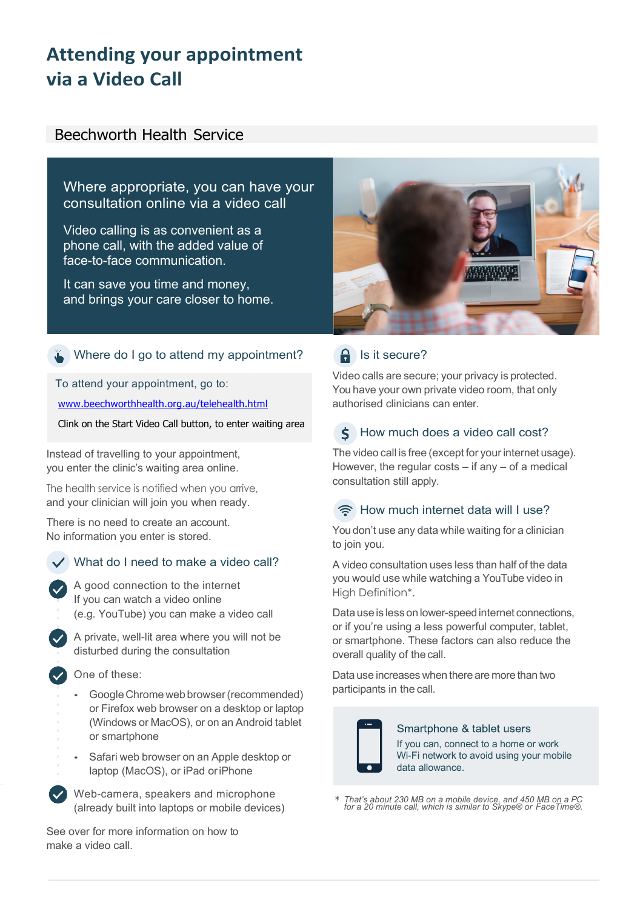# Attending your appointment via a Video Call

## Beechworth Health Service

Where appropriate, you can have your consultation online via a video call

Video calling is as convenient as a phone call, with the added value of face-to-face communication.

It can save you time and money, and brings your care closer to home.

### Where do I go to attend my appointment?

To attend your appointment, go to:

[www.beechworthhealth.org.au/telehealth.html](www.beechworthhealth.org.au/telehealth.html)

Clink on the Start Video Call button, to enter waiting area

Instead of travelling to your appointment, you enter the clinic's waiting area online.

The health service is notified when you arrive, and your clinician will join you when ready.

There is no need to create an account. No information you enter is stored.

### What do I need to make a video call?

- A good connection to the internet  
  If you can watch a video online (e.g. YouTube) you can make a video call
- A private, well-lit area where you will not be disturbed during the consultation
- One of these:
  - Google Chrome web browser (recommended) or Firefox web browser on a desktop or laptop (Windows or MacOS), or on an Android tablet or smartphone
  - Safari web browser on an Apple desktop or laptop (MacOS), or iPad or iPhone
- Web-camera, speakers and microphone (already built into laptops or mobile devices)

See over for more information on how to make a video call.

### Is it secure?

Video calls are secure; your privacy is protected. You have your own private video room, that only authorised clinicians can enter.

### How much does a video call cost?

The video call is free (except for your internet usage). However, the regular costs – if any – of a medical consultation still apply.

### How much internet data will I use?

You don't use any data while waiting for a clinician to join you.

A video consultation uses less than half of the data you would use while watching a YouTube video in High Definition*.

Data use is less on lower-speed internet connections, or if you're using a less powerful computer, tablet, or smartphone. These factors can also reduce the overall quality of the call.

Data use increases when there are more than two participants in the call.

**Smartphone & tablet users**

If you can, connect to a home or work Wi-Fi network to avoid using your mobile data allowance.

\* *That's about 230 MB on a mobile device, and 450 MB on a PC for a 20 minute call, which is similar to Skype® or FaceTime®.*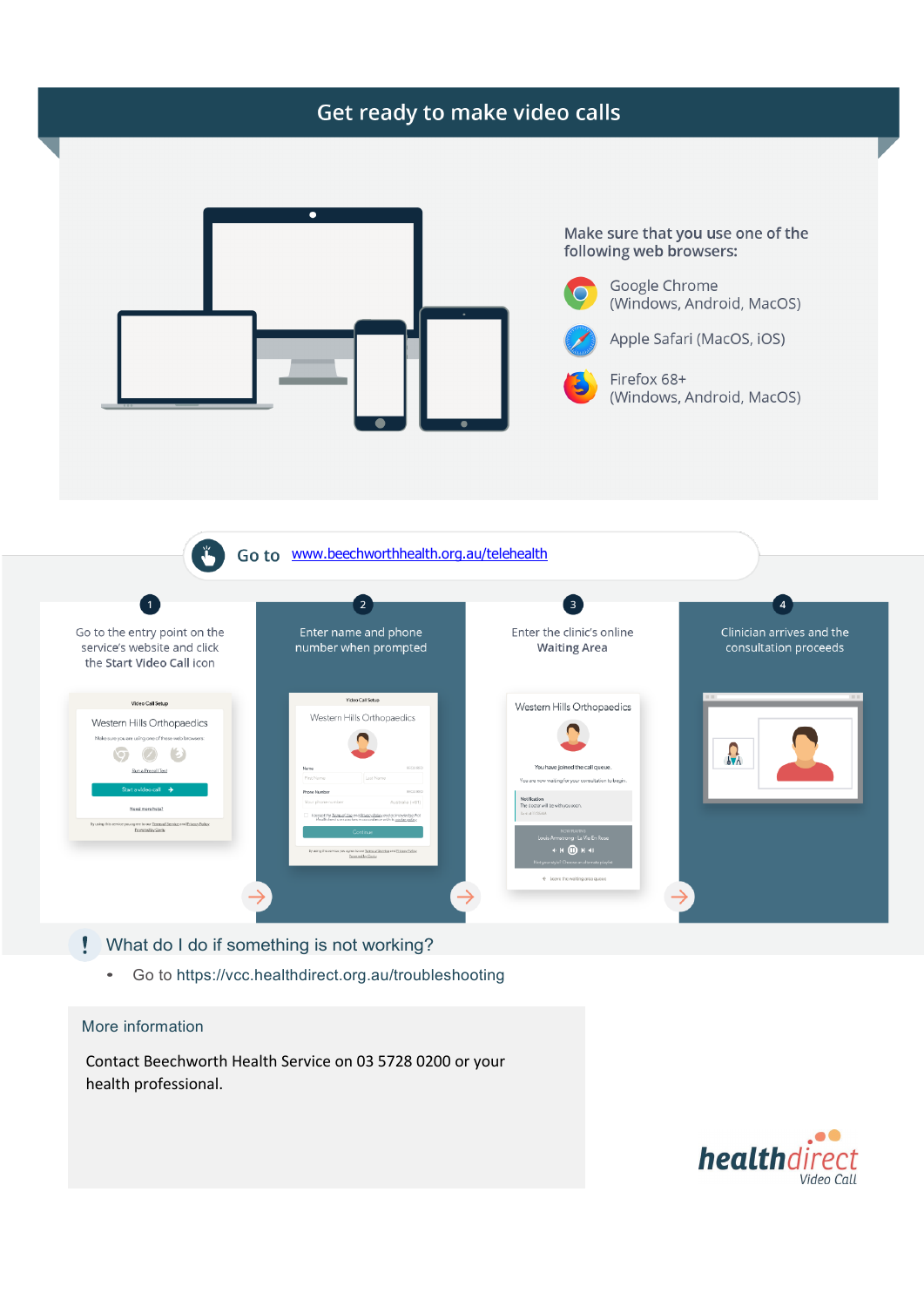# Get ready to make video calls

Make sure that you use one of the following web browsers:

- Google Chrome (Windows, Android, MacOS)
- Apple Safari (MacOS, iOS)
- Firefox 68+ (Windows, Android, MacOS)

Go to www.beechworthhealth.org.au/telehealth

1. Go to the entry point on the service's website and click the **Start Video Call** icon
2. Enter name and phone number when prompted
3. Enter the clinic's online **Waiting Area**
4. Clinician arrives and the consultation proceeds

## What do I do if something is not working?

- Go to https://vcc.healthdirect.org.au/troubleshooting

## More information

Contact Beechworth Health Service on 03 5728 0200 or your health professional.

healthdirect Video Call